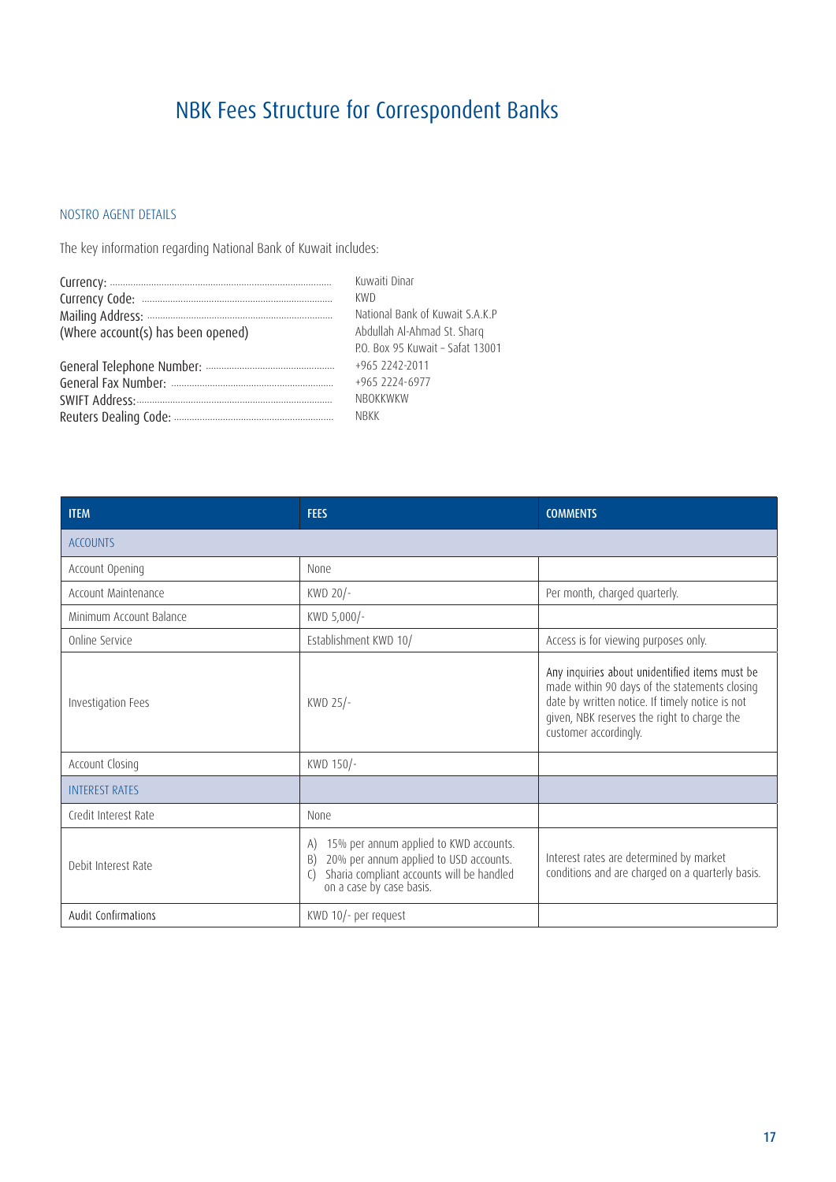# NBK Fees Structure for Correspondent Banks

## NOSTRO AGENT DETAILS

The key information regarding National Bank of Kuwait includes:

| | |
|---|---|
| Currency: | Kuwaiti Dinar |
| Currency Code: | KWD |
| Mailing Address: (Where account(s) has been opened) | National Bank of Kuwait S.A.K.P Abdullah Al-Ahmad St. Sharq P.O. Box 95 Kuwait – Safat 13001 |
| General Telephone Number: | +965 2242-2011 |
| General Fax Number: | +965 2224-6977 |
| SWIFT Address: | NBOKKWKW |
| Reuters Dealing Code: | NBKK |

| ITEM | FEES | COMMENTS |
|---|---|---|
| ACCOUNTS | | |
| Account Opening | None | |
| Account Maintenance | KWD 20/- | Per month, charged quarterly. |
| Minimum Account Balance | KWD 5,000/- | |
| Online Service | Establishment KWD 10/ | Access is for viewing purposes only. |
| Investigation Fees | KWD 25/- | Any inquiries about unidentified items must be made within 90 days of the statements closing date by written notice. If timely notice is not given, NBK reserves the right to charge the customer accordingly. |
| Account Closing | KWD 150/- | |
| INTEREST RATES | | |
| Credit Interest Rate | None | |
| Debit Interest Rate | A) 15% per annum applied to KWD accounts. B) 20% per annum applied to USD accounts. C) Sharia compliant accounts will be handled on a case by case basis. | Interest rates are determined by market conditions and are charged on a quarterly basis. |
| Audit Confirmations | KWD 10/- per request | |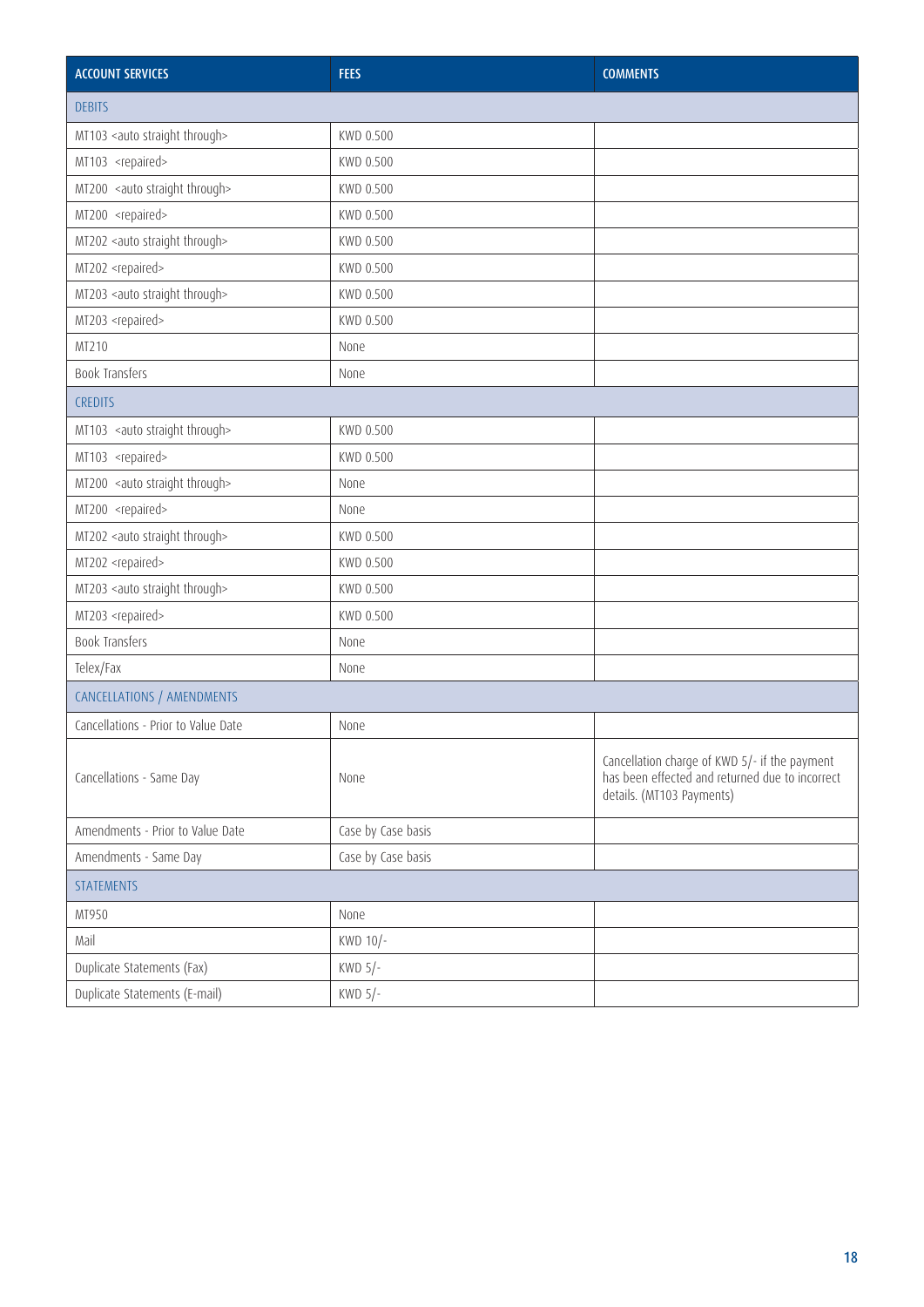| ACCOUNT SERVICES | FEES | COMMENTS |
|---|---|---|
| DEBITS | | |
| MT103 <auto straight through> | KWD 0.500 | |
| MT103 <repaired> | KWD 0.500 | |
| MT200 <auto straight through> | KWD 0.500 | |
| MT200 <repaired> | KWD 0.500 | |
| MT202 <auto straight through> | KWD 0.500 | |
| MT202 <repaired> | KWD 0.500 | |
| MT203 <auto straight through> | KWD 0.500 | |
| MT203 <repaired> | KWD 0.500 | |
| MT210 | None | |
| Book Transfers | None | |
| CREDITS | | |
| MT103 <auto straight through> | KWD 0.500 | |
| MT103 <repaired> | KWD 0.500 | |
| MT200 <auto straight through> | None | |
| MT200 <repaired> | None | |
| MT202 <auto straight through> | KWD 0.500 | |
| MT202 <repaired> | KWD 0.500 | |
| MT203 <auto straight through> | KWD 0.500 | |
| MT203 <repaired> | KWD 0.500 | |
| Book Transfers | None | |
| Telex/Fax | None | |
| CANCELLATIONS / AMENDMENTS | | |
| Cancellations - Prior to Value Date | None | |
| Cancellations - Same Day | None | Cancellation charge of KWD 5/- if the payment has been effected and returned due to incorrect details. (MT103 Payments) |
| Amendments - Prior to Value Date | Case by Case basis | |
| Amendments - Same Day | Case by Case basis | |
| STATEMENTS | | |
| MT950 | None | |
| Mail | KWD 10/- | |
| Duplicate Statements (Fax) | KWD 5/- | |
| Duplicate Statements (E-mail) | KWD 5/- | |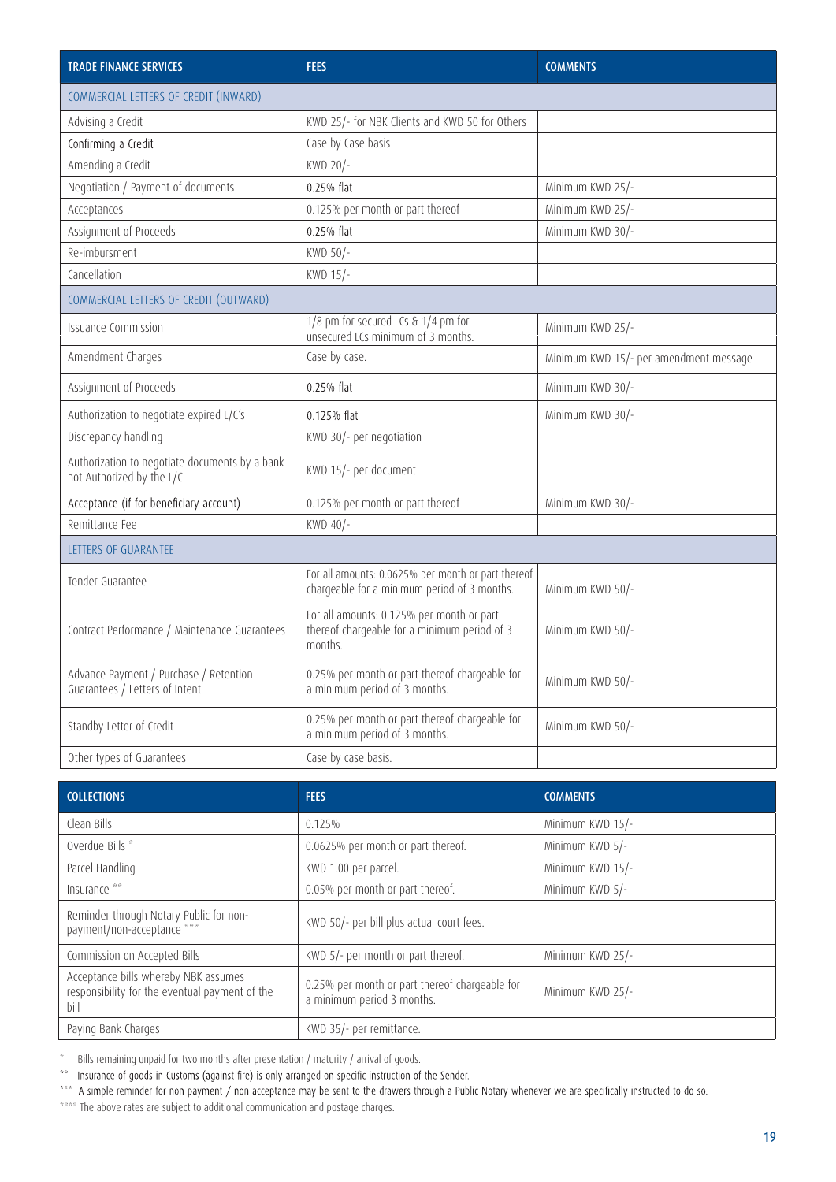| TRADE FINANCE SERVICES | FEES | COMMENTS |
|---|---|---|
| COMMERCIAL LETTERS OF CREDIT (INWARD) | | |
| Advising a Credit | KWD 25/- for NBK Clients and KWD 50 for Others | |
| Confirming a Credit | Case by Case basis | |
| Amending a Credit | KWD 20/- | |
| Negotiation / Payment of documents | 0.25% flat | Minimum KWD 25/- |
| Acceptances | 0.125% per month or part thereof | Minimum KWD 25/- |
| Assignment of Proceeds | 0.25% flat | Minimum KWD 30/- |
| Re-imbursment | KWD 50/- | |
| Cancellation | KWD 15/- | |
| COMMERCIAL LETTERS OF CREDIT (OUTWARD) | | |
| Issuance Commission | 1/8 pm for secured LCs & 1/4 pm for unsecured LCs minimum of 3 months. | Minimum KWD 25/- |
| Amendment Charges | Case by case. | Minimum KWD 15/- per amendment message |
| Assignment of Proceeds | 0.25% flat | Minimum KWD 30/- |
| Authorization to negotiate expired L/C's | 0.125% flat | Minimum KWD 30/- |
| Discrepancy handling | KWD 30/- per negotiation | |
| Authorization to negotiate documents by a bank not Authorized by the L/C | KWD 15/- per document | |
| Acceptance (if for beneficiary account) | 0.125% per month or part thereof | Minimum KWD 30/- |
| Remittance Fee | KWD 40/- | |
| LETTERS OF GUARANTEE | | |
| Tender Guarantee | For all amounts: 0.0625% per month or part thereof chargeable for a minimum period of 3 months. | Minimum KWD 50/- |
| Contract Performance / Maintenance Guarantees | For all amounts: 0.125% per month or part thereof chargeable for a minimum period of 3 months. | Minimum KWD 50/- |
| Advance Payment / Purchase / Retention Guarantees / Letters of Intent | 0.25% per month or part thereof chargeable for a minimum period of 3 months. | Minimum KWD 50/- |
| Standby Letter of Credit | 0.25% per month or part thereof chargeable for a minimum period of 3 months. | Minimum KWD 50/- |
| Other types of Guarantees | Case by case basis. | |

| COLLECTIONS | FEES | COMMENTS |
|---|---|---|
| Clean Bills | 0.125% | Minimum KWD 15/- |
| Overdue Bills * | 0.0625% per month or part thereof. | Minimum KWD 5/- |
| Parcel Handling | KWD 1.00 per parcel. | Minimum KWD 15/- |
| Insurance ** | 0.05% per month or part thereof. | Minimum KWD 5/- |
| Reminder through Notary Public for non-payment/non-acceptance *** | KWD 50/- per bill plus actual court fees. | |
| Commission on Accepted Bills | KWD 5/- per month or part thereof. | Minimum KWD 25/- |
| Acceptance bills whereby NBK assumes responsibility for the eventual payment of the bill | 0.25% per month or part thereof chargeable for a minimum period 3 months. | Minimum KWD 25/- |
| Paying Bank Charges | KWD 35/- per remittance. | |

* Bills remaining unpaid for two months after presentation / maturity / arrival of goods.

** Insurance of goods in Customs (against fire) is only arranged on specific instruction of the Sender.

*** A simple reminder for non-payment / non-acceptance may be sent to the drawers through a Public Notary whenever we are specifically instructed to do so.

**** The above rates are subject to additional communication and postage charges.